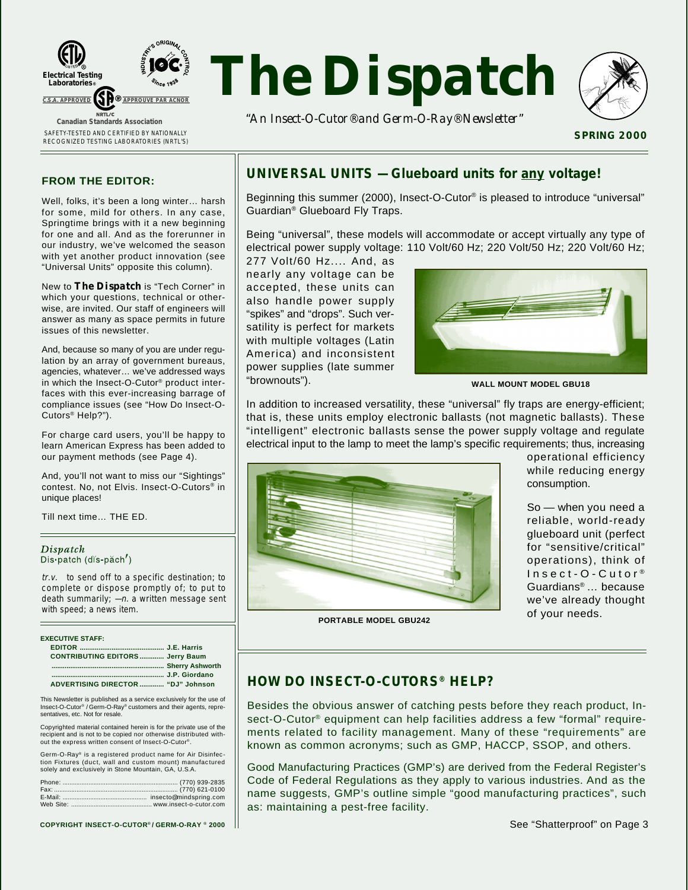Electrical Testing Laboratories®

C.S.A. APPROVED ® APPROUVE PAR ACNOR

NRTL/C

Canadian Standards Association

SAFETY-TESTED AND CERTIFIED BY NATIONALLY RECOGNIZED TESTING LABORATORIES (NRTL'S)

INDUSTRY'S ORIGINAL CONTROL IOC Since 1938

# The Dispatch

*"An Insect-O-Cutor® and Germ-O-Ray® Newsletter"*

**SPRING 2000**

### FROM THE EDITOR:

Well, folks, it's been a long winter… harsh for some, mild for others. In any case, Springtime brings with it a new beginning for one and all. And as the forerunner in our industry, we've welcomed the season with yet another product innovation (see "Universal Units" opposite this column).

New to **The Dispatch** is "Tech Corner" in which your questions, technical or otherwise, are invited. Our staff of engineers will answer as many as space permits in future issues of this newsletter.

And, because so many of you are under regulation by an array of government bureaus, agencies, whatever… we've addressed ways in which the Insect-O-Cutor® product interfaces with this ever-increasing barrage of compliance issues (see "How Do Insect-O-Cutors® Help?").

For charge card users, you'll be happy to learn American Express has been added to our payment methods (see Page 4).

And, you'll not want to miss our "Sightings" contest. No, not Elvis. Insect-O-Cutors® in unique places!

Till next time… THE ED.

*Dispatch*
Dis·patch (dĭs-păch′)

*tr.v.* to send off to a specific destination; to complete or dispose promptly of; to put to death summarily; *—n.* a written message sent with speed; a news item.

**EXECUTIVE STAFF:**

**EDITOR** ............................................ **J.E. Harris**
**CONTRIBUTING EDITORS** ............ **Jerry Baum**
........................................................ **Sherry Ashworth**
........................................................ **J.P. Giordano**
**ADVERTISING DIRECTOR** ............ **"DJ" Johnson**

This Newsletter is published as a service exclusively for the use of Insect-O-Cutor® / Germ-O-Ray® customers and their agents, representatives, etc. Not for resale.

Copyrighted material contained herein is for the private use of the recipient and is not to be copied nor otherwise distributed without the express written consent of Insect-O-Cutor®.

Germ-O-Ray® is a registered product name for Air Disinfection Fixtures (duct, wall and custom mount) manufactured solely and exclusively in Stone Mountain, GA, U.S.A.

Phone: ................................................................ (770) 939-2835
Fax: .................................................................... (770) 621-0100
E-Mail: ............................................... insecto@mindspring.com
Web Site: ............................................. www.insect-o-cutor.com

**COPYRIGHT INSECT-O-CUTOR® / GERM-O-RAY ® 2000**

## UNIVERSAL UNITS — Glueboard units for any voltage!

Beginning this summer (2000), Insect-O-Cutor® is pleased to introduce "universal" Guardian® Glueboard Fly Traps.

Being "universal", these models will accommodate or accept virtually any type of electrical power supply voltage: 110 Volt/60 Hz; 220 Volt/50 Hz; 220 Volt/60 Hz; 277 Volt/60 Hz.... And, as nearly any voltage can be accepted, these units can also handle power supply "spikes" and "drops". Such versatility is perfect for markets with multiple voltages (Latin America) and inconsistent power supplies (late summer "brownouts").

**WALL MOUNT MODEL GBU18**

In addition to increased versatility, these "universal" fly traps are energy-efficient; that is, these units employ electronic ballasts (not magnetic ballasts). These "intelligent" electronic ballasts sense the power supply voltage and regulate electrical input to the lamp to meet the lamp's specific requirements; thus, increasing operational efficiency while reducing energy consumption.

**PORTABLE MODEL GBU242**

So — when you need a reliable, world-ready glueboard unit (perfect for "sensitive/critical" operations), think of Insect-O-Cutor® Guardians® … because we've already thought of your needs.

## HOW DO INSECT-O-CUTORS® HELP?

Besides the obvious answer of catching pests before they reach product, Insect-O-Cutor® equipment can help facilities address a few "formal" requirements related to facility management. Many of these "requirements" are known as common acronyms; such as GMP, HACCP, SSOP, and others.

Good Manufacturing Practices (GMP's) are derived from the Federal Register's Code of Federal Regulations as they apply to various industries. And as the name suggests, GMP's outline simple "good manufacturing practices", such as: maintaining a pest-free facility.

See "Shatterproof" on Page 3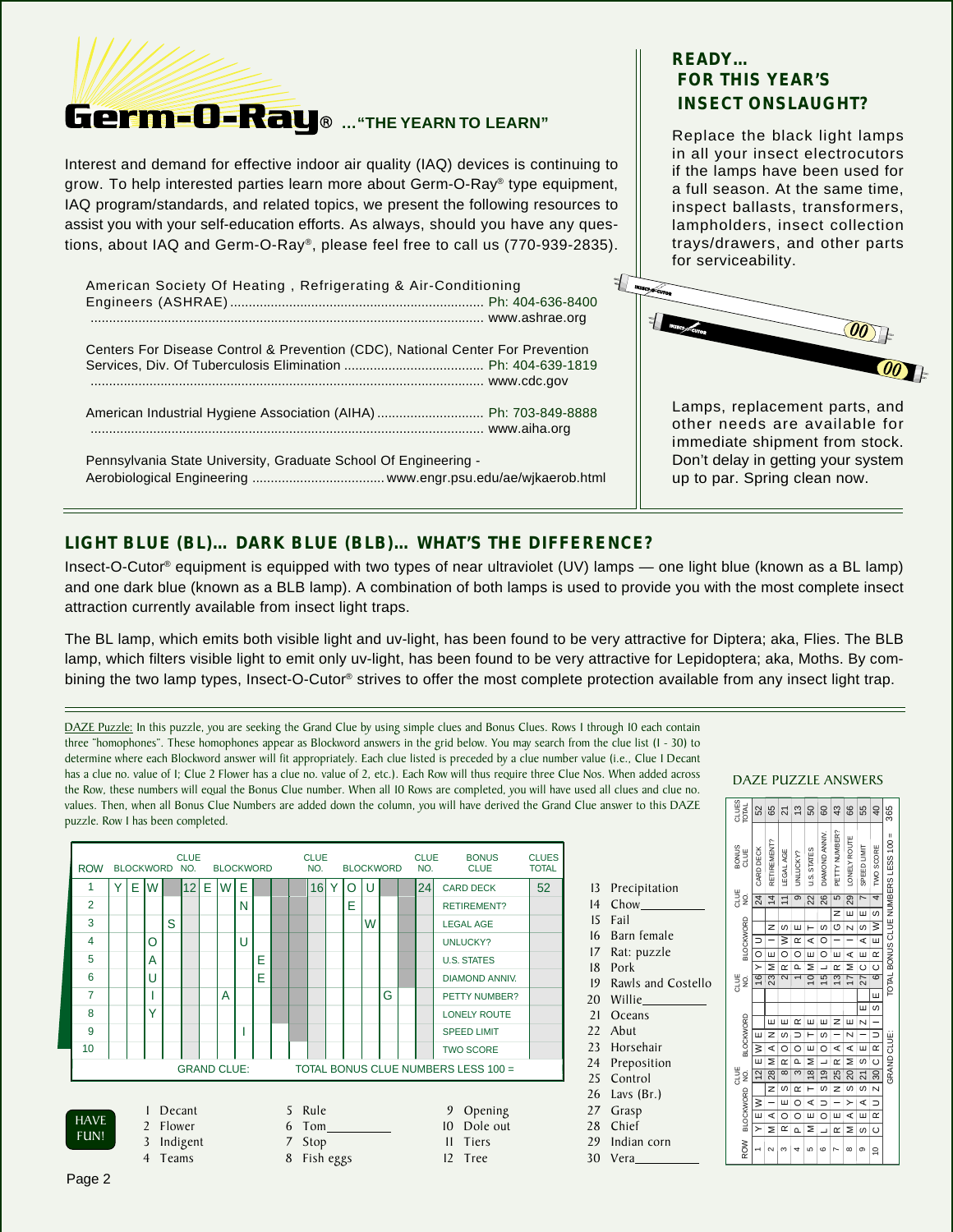# Germ-O-Ray® …"THE YEARN TO LEARN"

Interest and demand for effective indoor air quality (IAQ) devices is continuing to grow. To help interested parties learn more about Germ-O-Ray® type equipment, IAQ program/standards, and related topics, we present the following resources to assist you with your self-education efforts. As always, should you have any questions, about IAQ and Germ-O-Ray®, please feel free to call us (770-939-2835).

American Society Of Heating , Refrigerating & Air-Conditioning Engineers (ASHRAE) .................... Ph: 404-636-8400
.................... www.ashrae.org

Centers For Disease Control & Prevention (CDC), National Center For Prevention Services, Div. Of Tuberculosis Elimination .................... Ph: 404-639-1819
.................... www.cdc.gov

American Industrial Hygiene Association (AIHA) .................... Ph: 703-849-8888
.................... www.aiha.org

Pennsylvania State University, Graduate School Of Engineering - Aerobiological Engineering .................... www.engr.psu.edu/ae/wjkaerob.html

## READY… FOR THIS YEAR'S INSECT ONSLAUGHT?

Replace the black light lamps in all your insect electrocutors if the lamps have been used for a full season. At the same time, inspect ballasts, transformers, lampholders, insect collection trays/drawers, and other parts for serviceability.

Lamps, replacement parts, and other needs are available for immediate shipment from stock. Don't delay in getting your system up to par. Spring clean now.

## LIGHT BLUE (BL)… DARK BLUE (BLB)… WHAT'S THE DIFFERENCE?

Insect-O-Cutor® equipment is equipped with two types of near ultraviolet (UV) lamps — one light blue (known as a BL lamp) and one dark blue (known as a BLB lamp). A combination of both lamps is used to provide you with the most complete insect attraction currently available from insect light traps.

The BL lamp, which emits both visible light and uv-light, has been found to be very attractive for Diptera; aka, Flies. The BLB lamp, which filters visible light to emit only uv-light, has been found to be very attractive for Lepidoptera; aka, Moths. By combining the two lamp types, Insect-O-Cutor® strives to offer the most complete protection available from any insect light trap.

---

DAZE Puzzle: In this puzzle, you are seeking the Grand Clue by using simple clues and Bonus Clues. Rows 1 through 10 each contain three "homophones". These homophones appear as Blockword answers in the grid below. You may search from the clue list (1 - 30) to determine where each Blockword answer will fit appropriately. Each clue listed is preceded by a clue number value (i.e., Clue 1 Decant has a clue no. value of 1; Clue 2 Flower has a clue no. value of 2, etc.). Each Row will thus require three Clue Nos. When added across the Row, these numbers will equal the Bonus Clue number. When all 10 Rows are completed, you will have used all clues and clue no. values. Then, when all Bonus Clue Numbers are added down the column, you will have derived the Grand Clue answer to this DAZE puzzle. Row 1 has been completed.

| ROW | BLOCKWORD | | | | CLUE NO. | BLOCKWORD | | | | CLUE NO. | BLOCKWORD | | | | CLUE NO. | BONUS CLUE | CLUES TOTAL |
|---|---|---|---|---|---|---|---|---|---|---|---|---|---|---|---|---|---|
| 1 | Y | E | W | | 12 | E | W | E | | 16 | Y | O | U | | 24 | CARD DECK | 52 |
| 2 | | | | | | | | N | | | | E | | | | RETIREMENT? | |
| 3 | | | | S | | | | | | | | | W | | | LEGAL AGE | |
| 4 | | | O | | | | | U | | | | | | | | UNLUCKY? | |
| 5 | | | A | | | | | | E | | | | | | | U.S. STATES | |
| 6 | | | U | | | | | | E | | | | | | | DIAMOND ANNIV. | |
| 7 | | | I | | | | A | | | | | | | G | | PETTY NUMBER? | |
| 8 | | | Y | | | | | | | | | | | | | LONELY ROUTE | |
| 9 | | | | | | | | I | | | | | | | | SPEED LIMIT | |
| 10 | | | | | | | | | | | | | | | | TWO SCORE | |
| GRAND CLUE: | TOTAL BONUS CLUE NUMBERS LESS 100 = | | | | | | | | | | | | | | | | |

HAVE FUN!

1 Decant
2 Flower
3 Indigent
4 Teams
5 Rule
6 Tom______
7 Stop
8 Fish eggs
9 Opening
10 Dole out
11 Tiers
12 Tree
13 Precipitation
14 Chow______
15 Fail
16 Barn female
17 Rat: puzzle
18 Pork
19 Rawls and Costello
20 Willie______
21 Oceans
22 Abut
23 Horsehair
24 Preposition
25 Control
26 Lavs (Br.)
27 Grasp
28 Chief
29 Indian corn
30 Vera______

## DAZE PUZZLE ANSWERS

| ROW | BLOCKWORD | CLUE NO. | BLOCKWORD | CLUE NO. | BLOCKWORD | CLUE NO. | BONUS CLUE | CLUES TOTAL |
|---|---|---|---|---|---|---|---|---|
| 1 | YEW | 12 | EWE | 16 | YOU | 24 | CARD DECK | 52 |
| 2 | MAIN | 28 | MANE | 23 | MEIN | 14 | RETIREMENT? | 65 |
| 3 | ROES | 8 | ROSE | 2 | ROWS | 11 | LEGAL AGE | 21 |
| 4 | POOR | 3 | POUR | 1 | PORE | 9 | UNLUCKY? | 13 |
| 5 | MEAT | 18 | METE | 10 | MEET | 22 | U.S. STATES | 50 |
| 6 | LOUS | 19 | LOSE | 15 | LOOS | 26 | DIAMOND ANNIV. | 60 |
| 7 | REIN | 25 | RAIN | 13 | REIGN | 5 | PETTY NUMBER? | 43 |
| 8 | MAYS | 20 | MAZE | 17 | MAIZE | 29 | LONELY ROUTE | 66 |
| 9 | SEAS | 21 | SEIZE | 27 | CEASE | 7 | SPEED LIMIT | 55 |
| 10 | CRUZ | 30 | CRUISE | 6 | CREWS | 4 | TWO SCORE | 40 |
| GRAND CLUE: | | | | | | | TOTAL BONUS CLUE NUMBERS LESS 100 = | 365 |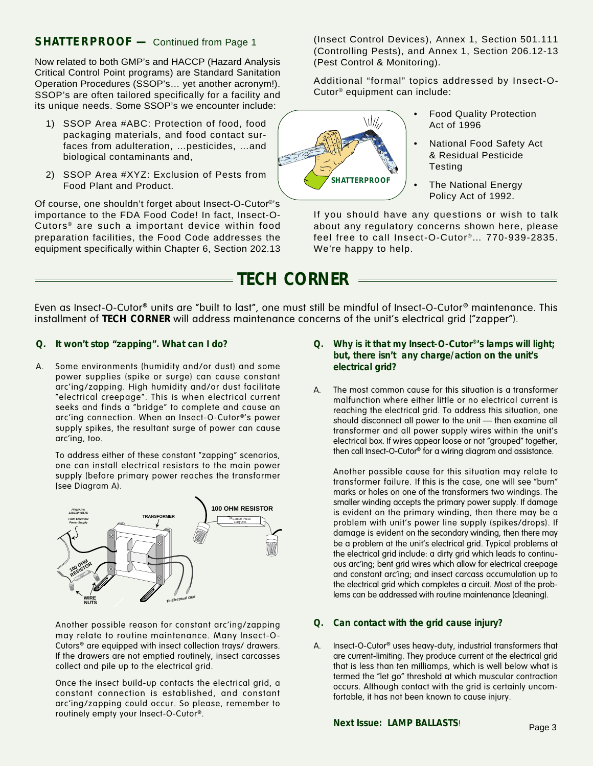**SHATTERPROOF —** Continued from Page 1

Now related to both GMP's and HACCP (Hazard Analysis Critical Control Point programs) are Standard Sanitation Operation Procedures (SSOP's... yet another acronym!). SSOP's are often tailored specifically for a facility and its unique needs. Some SSOP's we encounter include:

1) SSOP Area #ABC: Protection of food, food packaging materials, and food contact surfaces from adulteration, ...pesticides, ...and biological contaminants and,
2) SSOP Area #XYZ: Exclusion of Pests from Food Plant and Product.

Of course, one shouldn't forget about Insect-O-Cutor®'s importance to the FDA Food Code! In fact, Insect-O-Cutors® are such a important device within food preparation facilities, the Food Code addresses the equipment specifically within Chapter 6, Section 202.13 (Insect Control Devices), Annex 1, Section 501.111 (Controlling Pests), and Annex 1, Section 206.12-13 (Pest Control & Monitoring).

Additional "formal" topics addressed by Insect-O-Cutor® equipment can include:

- Food Quality Protection Act of 1996
- National Food Safety Act & Residual Pesticide Testing
- The National Energy Policy Act of 1992.

If you should have any questions or wish to talk about any regulatory concerns shown here, please feel free to call Insect-O-Cutor®... 770-939-2835. We're happy to help.

# TECH CORNER

Even as Insect-O-Cutor® units are "built to last", one must still be mindful of Insect-O-Cutor® maintenance. This installment of **TECH CORNER** will address maintenance concerns of the unit's electrical grid ("zapper").

**Q. It won't stop "zapping". What can I do?**

A. Some environments (humidity and/or dust) and some power supplies (spike or surge) can cause constant arc'ing/zapping. High humidity and/or dust facilitate "electrical creepage". This is when electrical current seeks and finds a "bridge" to complete and cause an arc'ing connection. When an Insect-O-Cutor®'s power supply spikes, the resultant surge of power can cause arc'ing, too.

To address either of these constant "zapping" scenarios, one can install electrical resistors to the main power supply (before primary power reaches the transformer (see Diagram A).

Another possible reason for constant arc'ing/zapping may relate to routine maintenance. Many Insect-O-Cutors® are equipped with insect collection trays/ drawers. If the drawers are not emptied routinely, insect carcasses collect and pile up to the electrical grid.

Once the insect build-up contacts the electrical grid, a constant connection is established, and constant arc'ing/zapping could occur. So please, remember to routinely empty your Insect-O-Cutor®.

**Q. Why is it that my Insect-O-Cutor®'s lamps will light; but, there isn't any charge/action on the unit's electrical grid?**

A. The most common cause for this situation is a transformer malfunction where either little or no electrical current is reaching the electrical grid. To address this situation, one should disconnect all power to the unit — then examine all transformer and all power supply wires within the unit's electrical box. If wires appear loose or not "grouped" together, then call Insect-O-Cutor® for a wiring diagram and assistance.

Another possible cause for this situation may relate to transformer failure. If this is the case, one will see "burn" marks or holes on one of the transformers two windings. The smaller winding accepts the primary power supply. If damage is evident on the primary winding, then there may be a problem with unit's power line supply (spikes/drops). If damage is evident on the secondary winding, then there may be a problem at the unit's electrical grid. Typical problems at the electrical grid include: a dirty grid which leads to continuous arc'ing; bent grid wires which allow for electrical creepage and constant arc'ing; and insect carcass accumulation up to the electrical grid which completes a circuit. Most of the problems can be addressed with routine maintenance (cleaning).

**Q. Can contact with the grid cause injury?**

A. Insect-O-Cutor® uses heavy-duty, industrial transformers that are current-limiting. They produce current at the electrical grid that is less than ten milliamps, which is well below what is termed the "let go" threshold at which muscular contraction occurs. Although contact with the grid is certainly uncomfortable, it has not been known to cause injury.

**Next Issue: LAMP BALLASTS!**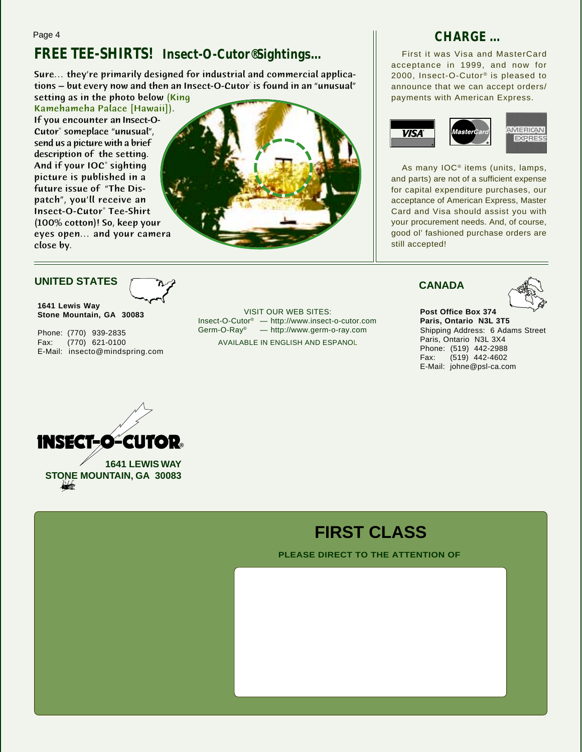## FREE TEE-SHIRTS! Insect-O-Cutor® Sightings...

Sure... they're primarily designed for industrial and commercial applications – but every now and then an Insect-O-Cutor® is found in an "unusual" setting as in the photo below (King Kamehameha Palace [Hawaii]).

If you encounter an Insect-O-Cutor® someplace "unusual", send us a picture with a brief description of the setting. And if your IOC® sighting picture is published in a future issue of "The Dispatch", you'll receive an Insect-O-Cutor® Tee-Shirt (100% cotton)! So, keep your eyes open... and your camera close by.

## CHARGE ...

First it was Visa and MasterCard acceptance in 1999, and now for 2000, Insect-O-Cutor® is pleased to announce that we can accept orders/payments with American Express.

VISA MasterCard AMERICAN EXPRESS

As many IOC® items (units, lamps, and parts) are not of a sufficient expense for capital expenditure purchases, our acceptance of American Express, Master Card and Visa should assist you with your procurement needs. And, of course, good ol' fashioned purchase orders are still accepted!

### UNITED STATES

**1641 Lewis Way**
**Stone Mountain, GA 30083**

Phone: (770) 939-2835
Fax: (770) 621-0100
E-Mail: insecto@mindspring.com

VISIT OUR WEB SITES:
Insect-O-Cutor® — http://www.insect-o-cutor.com
Germ-O-Ray® — http://www.germ-o-ray.com
AVAILABLE IN ENGLISH AND ESPANOL

### CANADA

**Post Office Box 374**
**Paris, Ontario N3L 3T5**
Shipping Address: 6 Adams Street
Paris, Ontario N3L 3X4
Phone: (519) 442-2988
Fax: (519) 442-4602
E-Mail: johne@psl-ca.com

**INSECT-O-CUTOR®**
**1641 LEWIS WAY**
**STONE MOUNTAIN, GA 30083**

# FIRST CLASS

**PLEASE DIRECT TO THE ATTENTION OF**